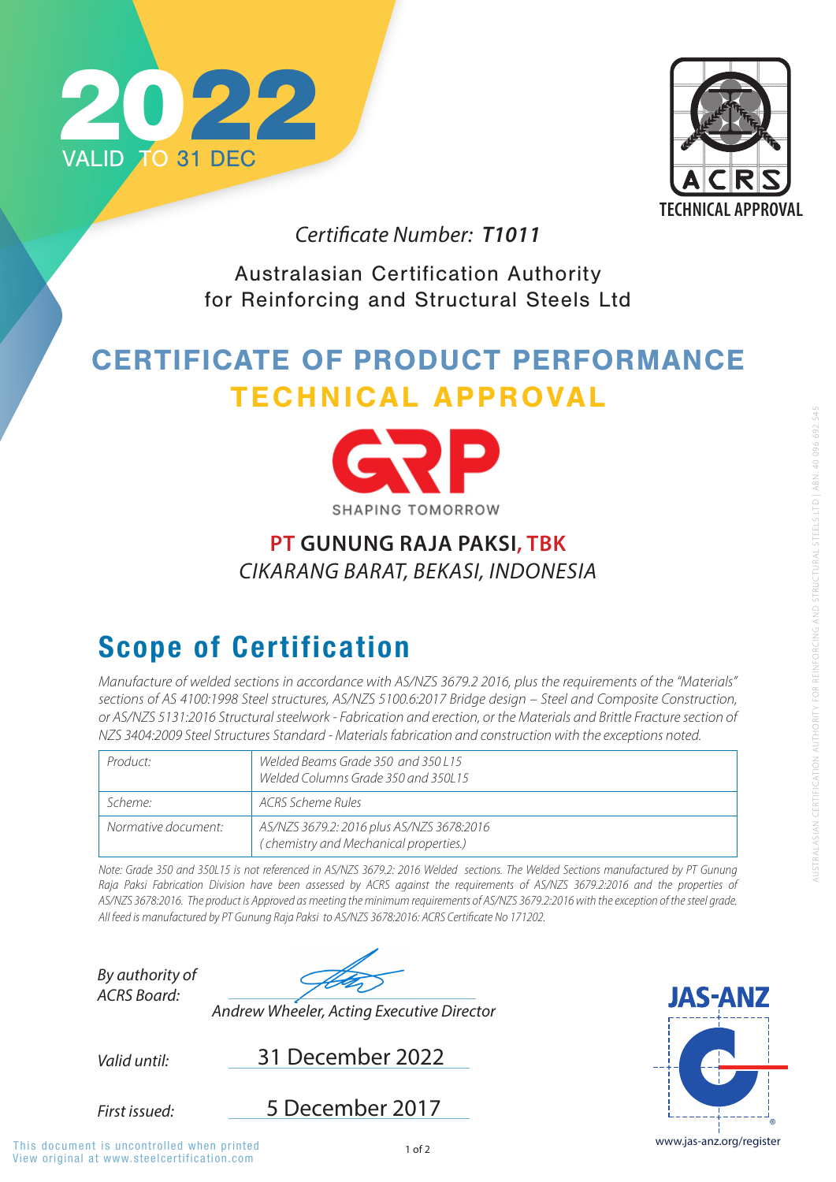2022
VALID TO 31 DEC

ACRS
TECHNICAL APPROVAL

*Certificate Number:* ***T1011***

Australasian Certification Authority
for Reinforcing and Structural Steels Ltd

# CERTIFICATE OF PRODUCT PERFORMANCE

# TECHNICAL APPROVAL

GRP
SHAPING TOMORROW

**PT GUNUNG RAJA PAKSI, TBK**
*CIKARANG BARAT, BEKASI, INDONESIA*

## Scope of Certification

*Manufacture of welded sections in accordance with AS/NZS 3679.2 2016, plus the requirements of the "Materials" sections of AS 4100:1998 Steel structures, AS/NZS 5100.6:2017 Bridge design – Steel and Composite Construction, or AS/NZS 5131:2016 Structural steelwork - Fabrication and erection, or the Materials and Brittle Fracture section of NZS 3404:2009 Steel Structures Standard - Materials fabrication and construction with the exceptions noted.*

| | |
|---|---|
| *Product:* | *Welded Beams Grade 350 and 350 L15*<br>*Welded Columns Grade 350 and 350L15* |
| *Scheme:* | *ACRS Scheme Rules* |
| *Normative document:* | *AS/NZS 3679.2: 2016 plus AS/NZS 3678:2016*<br>*(chemistry and Mechanical properties.)* |

*Note: Grade 350 and 350L15 is not referenced in AS/NZS 3679.2: 2016 Welded sections. The Welded Sections manufactured by PT Gunung Raja Paksi Fabrication Division have been assessed by ACRS against the requirements of AS/NZS 3679.2:2016 and the properties of AS/NZS 3678:2016. The product is Approved as meeting the minimum requirements of AS/NZS 3679.2:2016 with the exception of the steel grade. All feed is manufactured by PT Gunung Raja Paksi to AS/NZS 3678:2016: ACRS Certificate No 171202.*

*By authority of ACRS Board:*

*Andrew Wheeler, Acting Executive Director*

*Valid until:* 31 December 2022

*First issued:* 5 December 2017

JAS-ANZ
www.jas-anz.org/register

This document is uncontrolled when printed
View original at www.steelcertification.com

AUSTRALASIAN CERTIFICATION AUTHORITY FOR REINFORCING AND STRUCTURAL STEELS LTD | ABN: 40 096 692 545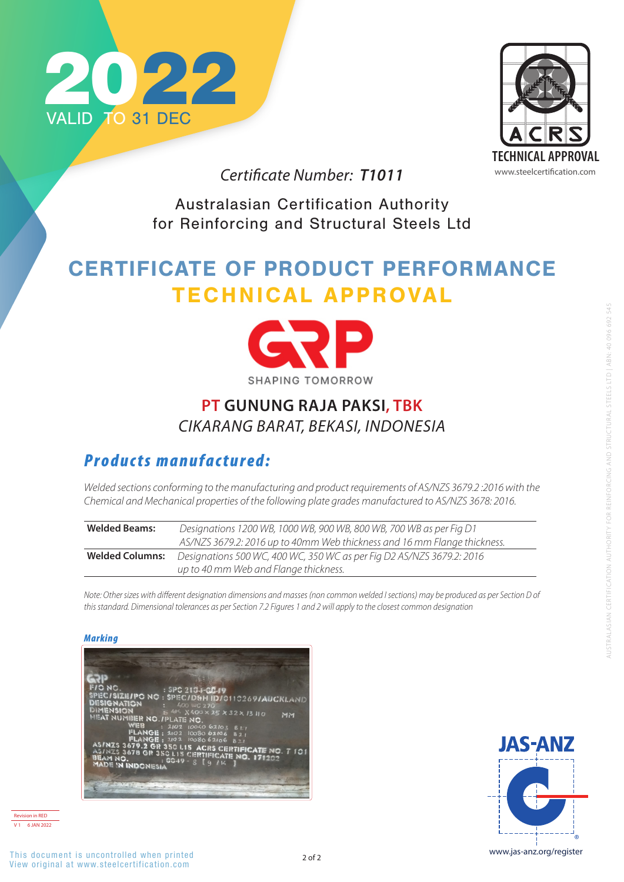2022
VALID TO 31 DEC

TECHNICAL APPROVAL
www.steelcertification.com

*Certificate Number:* ***T1011***

Australasian Certification Authority for Reinforcing and Structural Steels Ltd

# CERTIFICATE OF PRODUCT PERFORMANCE

# TECHNICAL APPROVAL

SHAPING TOMORROW

## PT GUNUNG RAJA PAKSI, TBK

*CIKARANG BARAT, BEKASI, INDONESIA*

## *Products manufactured:*

*Welded sections conforming to the manufacturing and product requirements of AS/NZS 3679.2 :2016 with the Chemical and Mechanical properties of the following plate grades manufactured to AS/NZS 3678: 2016.*

| | |
|---|---|
| **Welded Beams:** | *Designations 1200 WB, 1000 WB, 900 WB, 800 WB, 700 WB as per Fig D1 AS/NZS 3679.2: 2016 up to 40mm Web thickness and 16 mm Flange thickness.* |
| **Welded Columns:** | *Designations 500 WC, 400 WC, 350 WC as per Fig D2 AS/NZS 3679.2: 2016 up to 40 mm Web and Flange thickness.* |

*Note: Other sizes with different designation dimensions and masses (non common welded I sections) may be produced as per Section D of this standard. Dimensional tolerances as per Section 7.2 Figures 1 and 2 will apply to the closest common designation*

***Marking***

Revision in RED
V 1 6 JAN 2022

This document is uncontrolled when printed
View original at www.steelcertification.com

JAS-ANZ
www.jas-anz.org/register

AUSTRALASIAN CERTIFICATION AUTHORITY FOR REINFORCING AND STRUCTURAL STEELS LTD | ABN: 40 096 692 545